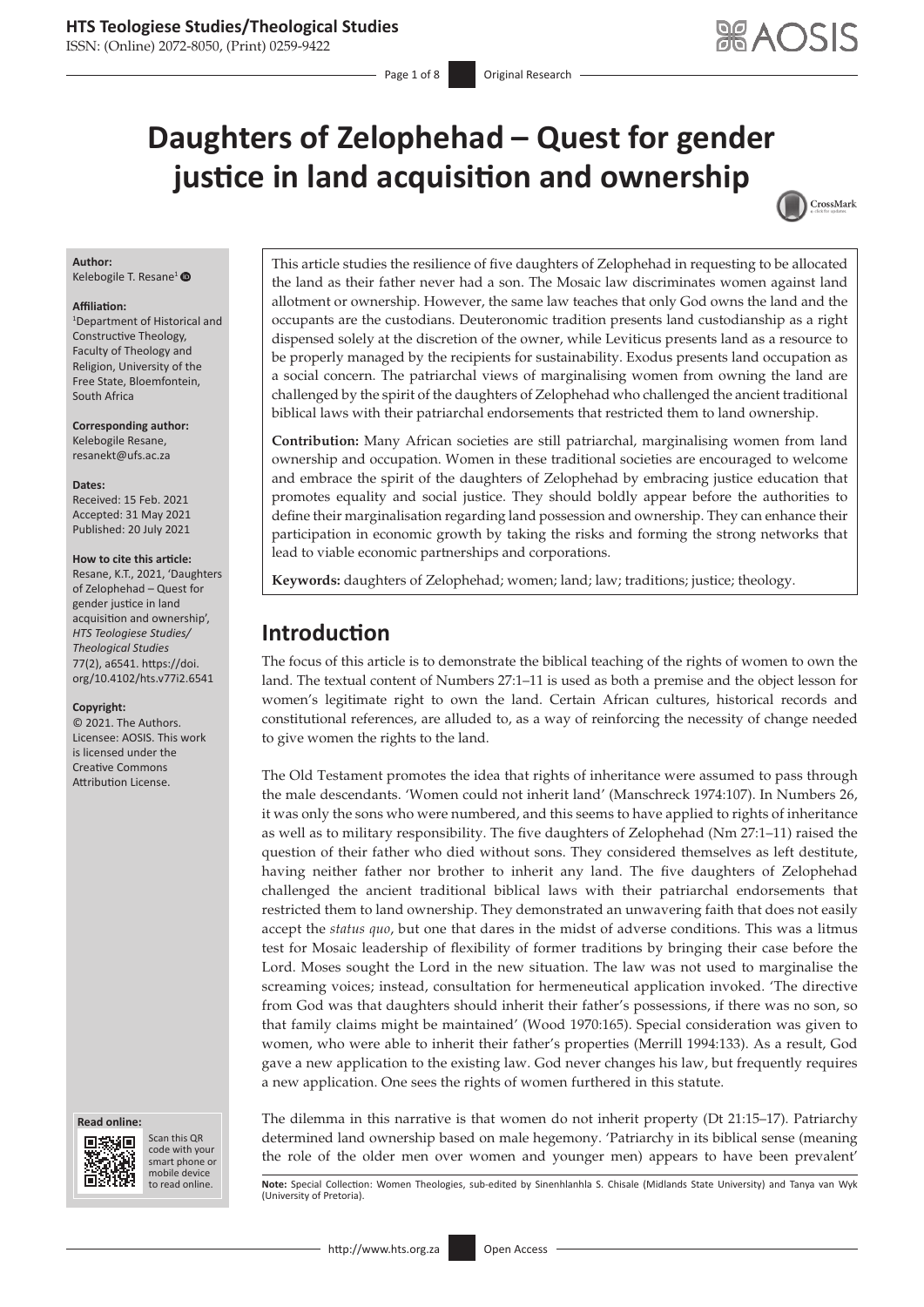# Daughters of Zelophehad – Quest for gender justice in land acquisition and ownership

**Author:**
Kelebogile T. Resane[1]

**Affiliation:**
[1]Department of Historical and Constructive Theology, Faculty of Theology and Religion, University of the Free State, Bloemfontein, South Africa

**Corresponding author:**
Kelebogile Resane,
resanekt@ufs.ac.za

**Dates:**
Received: 15 Feb. 2021
Accepted: 31 May 2021
Published: 20 July 2021

**How to cite this article:**
Resane, K.T., 2021, 'Daughters of Zelophehad – Quest for gender justice in land acquisition and ownership', *HTS Teologiese Studies/ Theological Studies* 77(2), a6541. https://doi.org/10.4102/hts.v77i2.6541

**Copyright:**
© 2021. The Authors. Licensee: AOSIS. This work is licensed under the Creative Commons Attribution License.

This article studies the resilience of five daughters of Zelophehad in requesting to be allocated the land as their father never had a son. The Mosaic law discriminates women against land allotment or ownership. However, the same law teaches that only God owns the land and the occupants are the custodians. Deuteronomic tradition presents land custodianship as a right dispensed solely at the discretion of the owner, while Leviticus presents land as a resource to be properly managed by the recipients for sustainability. Exodus presents land occupation as a social concern. The patriarchal views of marginalising women from owning the land are challenged by the spirit of the daughters of Zelophehad who challenged the ancient traditional biblical laws with their patriarchal endorsements that restricted them to land ownership.

**Contribution:** Many African societies are still patriarchal, marginalising women from land ownership and occupation. Women in these traditional societies are encouraged to welcome and embrace the spirit of the daughters of Zelophehad by embracing justice education that promotes equality and social justice. They should boldly appear before the authorities to define their marginalisation regarding land possession and ownership. They can enhance their participation in economic growth by taking the risks and forming the strong networks that lead to viable economic partnerships and corporations.

**Keywords:** daughters of Zelophehad; women; land; law; traditions; justice; theology.

## Introduction

The focus of this article is to demonstrate the biblical teaching of the rights of women to own the land. The textual content of Numbers 27:1–11 is used as both a premise and the object lesson for women's legitimate right to own the land. Certain African cultures, historical records and constitutional references, are alluded to, as a way of reinforcing the necessity of change needed to give women the rights to the land.

The Old Testament promotes the idea that rights of inheritance were assumed to pass through the male descendants. 'Women could not inherit land' (Manschreck 1974:107). In Numbers 26, it was only the sons who were numbered, and this seems to have applied to rights of inheritance as well as to military responsibility. The five daughters of Zelophehad (Nm 27:1–11) raised the question of their father who died without sons. They considered themselves as left destitute, having neither father nor brother to inherit any land. The five daughters of Zelophehad challenged the ancient traditional biblical laws with their patriarchal endorsements that restricted them to land ownership. They demonstrated an unwavering faith that does not easily accept the *status quo*, but one that dares in the midst of adverse conditions. This was a litmus test for Mosaic leadership of flexibility of former traditions by bringing their case before the Lord. Moses sought the Lord in the new situation. The law was not used to marginalise the screaming voices; instead, consultation for hermeneutical application invoked. 'The directive from God was that daughters should inherit their father's possessions, if there was no son, so that family claims might be maintained' (Wood 1970:165). Special consideration was given to women, who were able to inherit their father's properties (Merrill 1994:133). As a result, God gave a new application to the existing law. God never changes his law, but frequently requires a new application. One sees the rights of women furthered in this statute.

The dilemma in this narrative is that women do not inherit property (Dt 21:15–17). Patriarchy determined land ownership based on male hegemony. 'Patriarchy in its biblical sense (meaning the role of the older men over women and younger men) appears to have been prevalent'

**Note:** Special Collection: Women Theologies, sub-edited by Sinenhlanhla S. Chisale (Midlands State University) and Tanya van Wyk (University of Pretoria).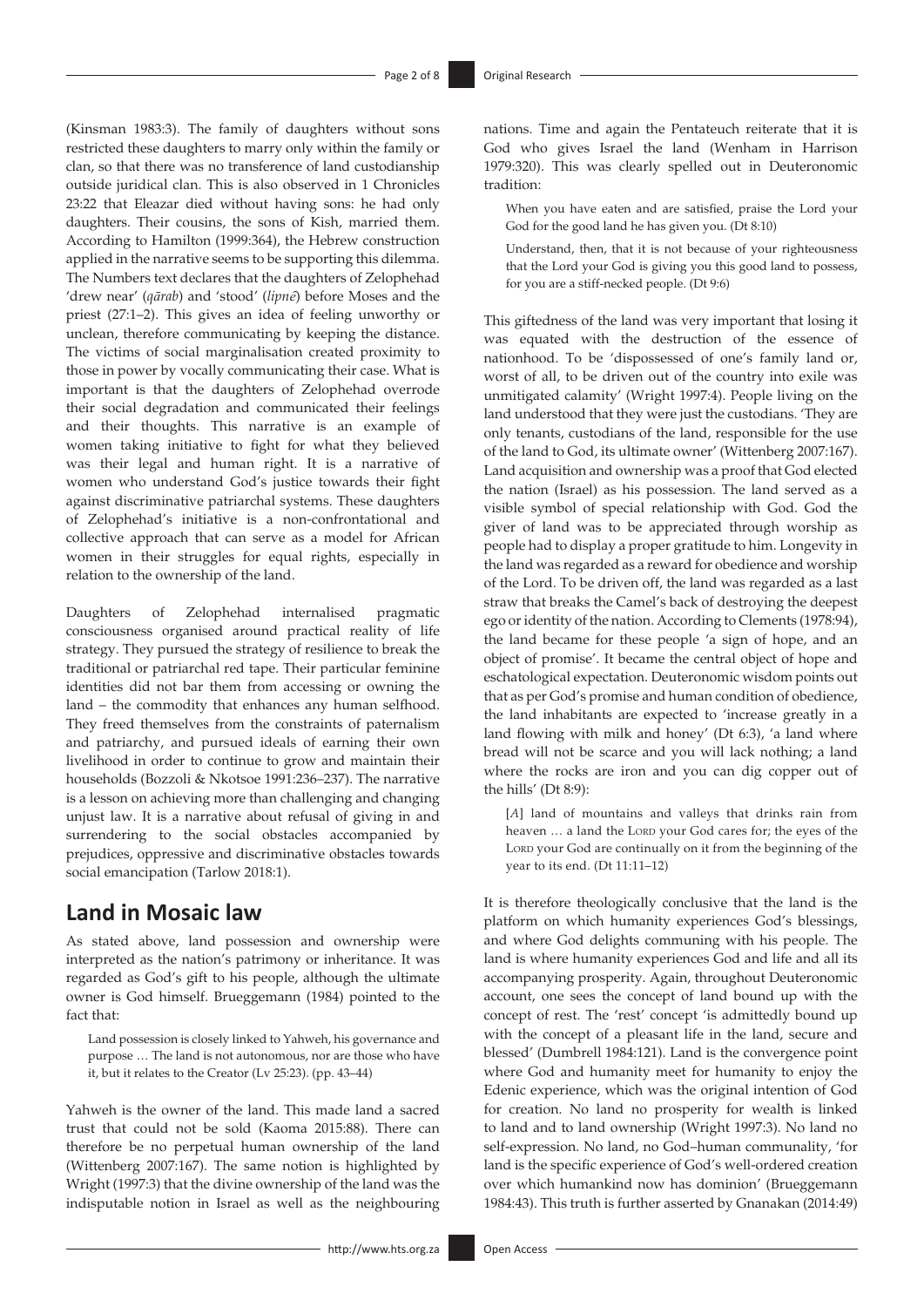(Kinsman 1983:3). The family of daughters without sons restricted these daughters to marry only within the family or clan, so that there was no transference of land custodianship outside juridical clan. This is also observed in 1 Chronicles 23:22 that Eleazar died without having sons: he had only daughters. Their cousins, the sons of Kish, married them. According to Hamilton (1999:364), the Hebrew construction applied in the narrative seems to be supporting this dilemma. The Numbers text declares that the daughters of Zelophehad 'drew near' (*qārab*) and 'stood' (*lipnê*) before Moses and the priest (27:1–2). This gives an idea of feeling unworthy or unclean, therefore communicating by keeping the distance. The victims of social marginalisation created proximity to those in power by vocally communicating their case. What is important is that the daughters of Zelophehad overrode their social degradation and communicated their feelings and their thoughts. This narrative is an example of women taking initiative to fight for what they believed was their legal and human right. It is a narrative of women who understand God's justice towards their fight against discriminative patriarchal systems. These daughters of Zelophehad's initiative is a non-confrontational and collective approach that can serve as a model for African women in their struggles for equal rights, especially in relation to the ownership of the land.

Daughters of Zelophehad internalised pragmatic consciousness organised around practical reality of life strategy. They pursued the strategy of resilience to break the traditional or patriarchal red tape. Their particular feminine identities did not bar them from accessing or owning the land – the commodity that enhances any human selfhood. They freed themselves from the constraints of paternalism and patriarchy, and pursued ideals of earning their own livelihood in order to continue to grow and maintain their households (Bozzoli & Nkotsoe 1991:236–237). The narrative is a lesson on achieving more than challenging and changing unjust law. It is a narrative about refusal of giving in and surrendering to the social obstacles accompanied by prejudices, oppressive and discriminative obstacles towards social emancipation (Tarlow 2018:1).

## Land in Mosaic law

As stated above, land possession and ownership were interpreted as the nation's patrimony or inheritance. It was regarded as God's gift to his people, although the ultimate owner is God himself. Brueggemann (1984) pointed to the fact that:

> Land possession is closely linked to Yahweh, his governance and purpose … The land is not autonomous, nor are those who have it, but it relates to the Creator (Lv 25:23). (pp. 43–44)

Yahweh is the owner of the land. This made land a sacred trust that could not be sold (Kaoma 2015:88). There can therefore be no perpetual human ownership of the land (Wittenberg 2007:167). The same notion is highlighted by Wright (1997:3) that the divine ownership of the land was the indisputable notion in Israel as well as the neighbouring nations. Time and again the Pentateuch reiterate that it is God who gives Israel the land (Wenham in Harrison 1979:320). This was clearly spelled out in Deuteronomic tradition:

> When you have eaten and are satisfied, praise the Lord your God for the good land he has given you. (Dt 8:10)
>
> Understand, then, that it is not because of your righteousness that the Lord your God is giving you this good land to possess, for you are a stiff-necked people. (Dt 9:6)

This giftedness of the land was very important that losing it was equated with the destruction of the essence of nationhood. To be 'dispossessed of one's family land or, worst of all, to be driven out of the country into exile was unmitigated calamity' (Wright 1997:4). People living on the land understood that they were just the custodians. 'They are only tenants, custodians of the land, responsible for the use of the land to God, its ultimate owner' (Wittenberg 2007:167). Land acquisition and ownership was a proof that God elected the nation (Israel) as his possession. The land served as a visible symbol of special relationship with God. God the giver of land was to be appreciated through worship as people had to display a proper gratitude to him. Longevity in the land was regarded as a reward for obedience and worship of the Lord. To be driven off, the land was regarded as a last straw that breaks the Camel's back of destroying the deepest ego or identity of the nation. According to Clements (1978:94), the land became for these people 'a sign of hope, and an object of promise'. It became the central object of hope and eschatological expectation. Deuteronomic wisdom points out that as per God's promise and human condition of obedience, the land inhabitants are expected to 'increase greatly in a land flowing with milk and honey' (Dt 6:3), 'a land where bread will not be scarce and you will lack nothing; a land where the rocks are iron and you can dig copper out of the hills' (Dt 8:9):

> [*A*] land of mountains and valleys that drinks rain from heaven … a land the LORD your God cares for; the eyes of the LORD your God are continually on it from the beginning of the year to its end. (Dt 11:11–12)

It is therefore theologically conclusive that the land is the platform on which humanity experiences God's blessings, and where God delights communing with his people. The land is where humanity experiences God and life and all its accompanying prosperity. Again, throughout Deuteronomic account, one sees the concept of land bound up with the concept of rest. The 'rest' concept 'is admittedly bound up with the concept of a pleasant life in the land, secure and blessed' (Dumbrell 1984:121). Land is the convergence point where God and humanity meet for humanity to enjoy the Edenic experience, which was the original intention of God for creation. No land no prosperity for wealth is linked to land and to land ownership (Wright 1997:3). No land no self-expression. No land, no God–human communality, 'for land is the specific experience of God's well-ordered creation over which humankind now has dominion' (Brueggemann 1984:43). This truth is further asserted by Gnanakan (2014:49)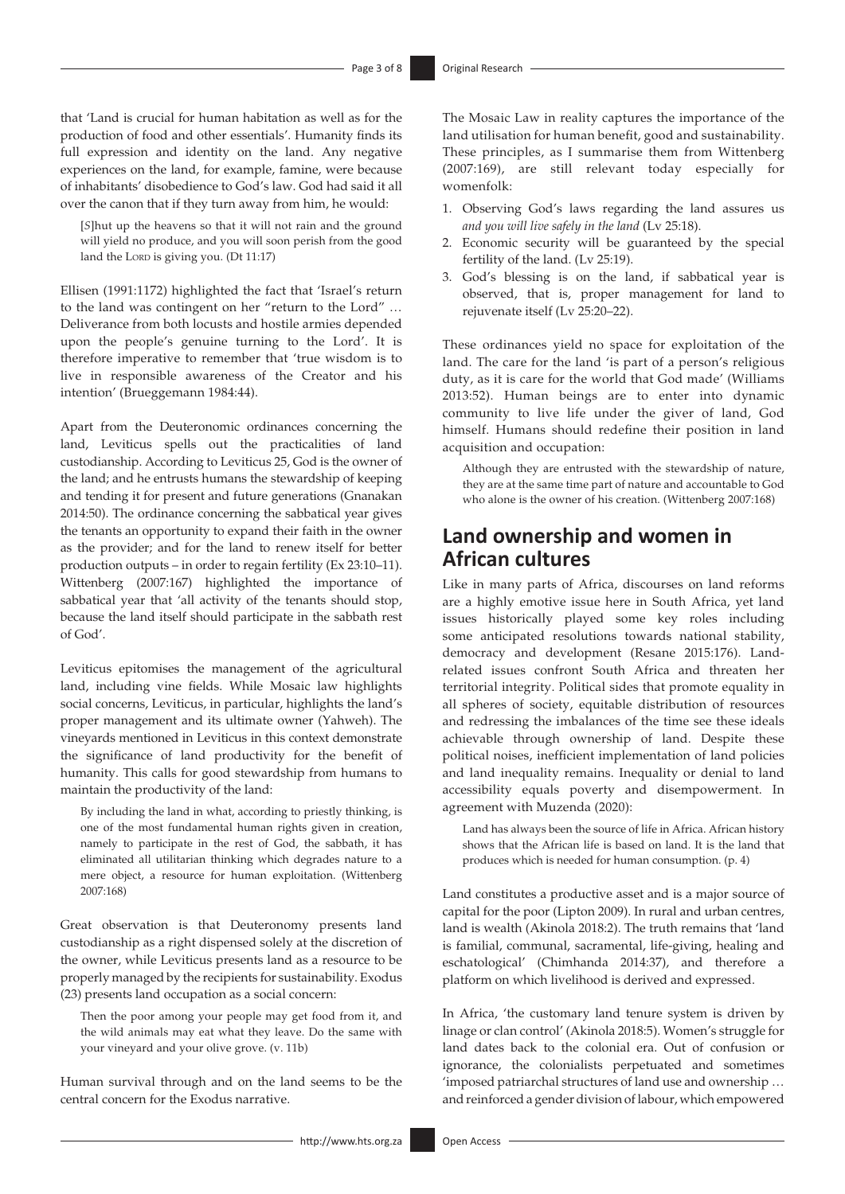that 'Land is crucial for human habitation as well as for the production of food and other essentials'. Humanity finds its full expression and identity on the land. Any negative experiences on the land, for example, famine, were because of inhabitants' disobedience to God's law. God had said it all over the canon that if they turn away from him, he would:

> [*S*]hut up the heavens so that it will not rain and the ground will yield no produce, and you will soon perish from the good land the LORD is giving you. (Dt 11:17)

Ellisen (1991:1172) highlighted the fact that 'Israel's return to the land was contingent on her "return to the Lord" … Deliverance from both locusts and hostile armies depended upon the people's genuine turning to the Lord'. It is therefore imperative to remember that 'true wisdom is to live in responsible awareness of the Creator and his intention' (Brueggemann 1984:44).

Apart from the Deuteronomic ordinances concerning the land, Leviticus spells out the practicalities of land custodianship. According to Leviticus 25, God is the owner of the land; and he entrusts humans the stewardship of keeping and tending it for present and future generations (Gnanakan 2014:50). The ordinance concerning the sabbatical year gives the tenants an opportunity to expand their faith in the owner as the provider; and for the land to renew itself for better production outputs – in order to regain fertility (Ex 23:10–11). Wittenberg (2007:167) highlighted the importance of sabbatical year that 'all activity of the tenants should stop, because the land itself should participate in the sabbath rest of God'.

Leviticus epitomises the management of the agricultural land, including vine fields. While Mosaic law highlights social concerns, Leviticus, in particular, highlights the land's proper management and its ultimate owner (Yahweh). The vineyards mentioned in Leviticus in this context demonstrate the significance of land productivity for the benefit of humanity. This calls for good stewardship from humans to maintain the productivity of the land:

> By including the land in what, according to priestly thinking, is one of the most fundamental human rights given in creation, namely to participate in the rest of God, the sabbath, it has eliminated all utilitarian thinking which degrades nature to a mere object, a resource for human exploitation. (Wittenberg 2007:168)

Great observation is that Deuteronomy presents land custodianship as a right dispensed solely at the discretion of the owner, while Leviticus presents land as a resource to be properly managed by the recipients for sustainability. Exodus (23) presents land occupation as a social concern:

> Then the poor among your people may get food from it, and the wild animals may eat what they leave. Do the same with your vineyard and your olive grove. (v. 11b)

Human survival through and on the land seems to be the central concern for the Exodus narrative.

The Mosaic Law in reality captures the importance of the land utilisation for human benefit, good and sustainability. These principles, as I summarise them from Wittenberg (2007:169), are still relevant today especially for womenfolk:

1. Observing God's laws regarding the land assures us *and you will live safely in the land* (Lv 25:18).
2. Economic security will be guaranteed by the special fertility of the land. (Lv 25:19).
3. God's blessing is on the land, if sabbatical year is observed, that is, proper management for land to rejuvenate itself (Lv 25:20–22).

These ordinances yield no space for exploitation of the land. The care for the land 'is part of a person's religious duty, as it is care for the world that God made' (Williams 2013:52). Human beings are to enter into dynamic community to live life under the giver of land, God himself. Humans should redefine their position in land acquisition and occupation:

> Although they are entrusted with the stewardship of nature, they are at the same time part of nature and accountable to God who alone is the owner of his creation. (Wittenberg 2007:168)

## Land ownership and women in African cultures

Like in many parts of Africa, discourses on land reforms are a highly emotive issue here in South Africa, yet land issues historically played some key roles including some anticipated resolutions towards national stability, democracy and development (Resane 2015:176). Land-related issues confront South Africa and threaten her territorial integrity. Political sides that promote equality in all spheres of society, equitable distribution of resources and redressing the imbalances of the time see these ideals achievable through ownership of land. Despite these political noises, inefficient implementation of land policies and land inequality remains. Inequality or denial to land accessibility equals poverty and disempowerment. In agreement with Muzenda (2020):

> Land has always been the source of life in Africa. African history shows that the African life is based on land. It is the land that produces which is needed for human consumption. (p. 4)

Land constitutes a productive asset and is a major source of capital for the poor (Lipton 2009). In rural and urban centres, land is wealth (Akinola 2018:2). The truth remains that 'land is familial, communal, sacramental, life-giving, healing and eschatological' (Chimhanda 2014:37), and therefore a platform on which livelihood is derived and expressed.

In Africa, 'the customary land tenure system is driven by linage or clan control' (Akinola 2018:5). Women's struggle for land dates back to the colonial era. Out of confusion or ignorance, the colonialists perpetuated and sometimes 'imposed patriarchal structures of land use and ownership … and reinforced a gender division of labour, which empowered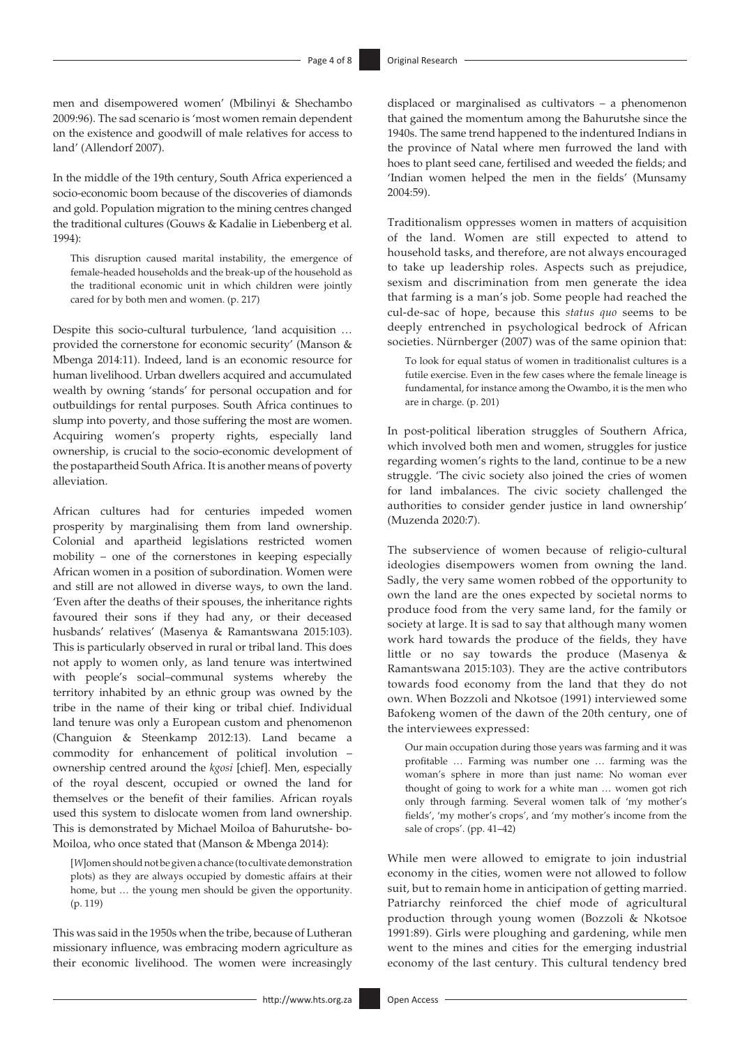men and disempowered women' (Mbilinyi & Shechambo 2009:96). The sad scenario is 'most women remain dependent on the existence and goodwill of male relatives for access to land' (Allendorf 2007).

In the middle of the 19th century, South Africa experienced a socio-economic boom because of the discoveries of diamonds and gold. Population migration to the mining centres changed the traditional cultures (Gouws & Kadalie in Liebenberg et al. 1994):

> This disruption caused marital instability, the emergence of female-headed households and the break-up of the household as the traditional economic unit in which children were jointly cared for by both men and women. (p. 217)

Despite this socio-cultural turbulence, 'land acquisition … provided the cornerstone for economic security' (Manson & Mbenga 2014:11). Indeed, land is an economic resource for human livelihood. Urban dwellers acquired and accumulated wealth by owning 'stands' for personal occupation and for outbuildings for rental purposes. South Africa continues to slump into poverty, and those suffering the most are women. Acquiring women's property rights, especially land ownership, is crucial to the socio-economic development of the postapartheid South Africa. It is another means of poverty alleviation.

African cultures had for centuries impeded women prosperity by marginalising them from land ownership. Colonial and apartheid legislations restricted women mobility – one of the cornerstones in keeping especially African women in a position of subordination. Women were and still are not allowed in diverse ways, to own the land. 'Even after the deaths of their spouses, the inheritance rights favoured their sons if they had any, or their deceased husbands' relatives' (Masenya & Ramantswana 2015:103). This is particularly observed in rural or tribal land. This does not apply to women only, as land tenure was intertwined with people's social–communal systems whereby the territory inhabited by an ethnic group was owned by the tribe in the name of their king or tribal chief. Individual land tenure was only a European custom and phenomenon (Changuion & Steenkamp 2012:13). Land became a commodity for enhancement of political involution – ownership centred around the *kgosi* [chief]. Men, especially of the royal descent, occupied or owned the land for themselves or the benefit of their families. African royals used this system to dislocate women from land ownership. This is demonstrated by Michael Moiloa of Bahurutshe- bo-Moiloa, who once stated that (Manson & Mbenga 2014):

> [*W*]omen should not be given a chance (to cultivate demonstration plots) as they are always occupied by domestic affairs at their home, but … the young men should be given the opportunity. (p. 119)

This was said in the 1950s when the tribe, because of Lutheran missionary influence, was embracing modern agriculture as their economic livelihood. The women were increasingly displaced or marginalised as cultivators – a phenomenon that gained the momentum among the Bahurutshe since the 1940s. The same trend happened to the indentured Indians in the province of Natal where men furrowed the land with hoes to plant seed cane, fertilised and weeded the fields; and 'Indian women helped the men in the fields' (Munsamy 2004:59).

Traditionalism oppresses women in matters of acquisition of the land. Women are still expected to attend to household tasks, and therefore, are not always encouraged to take up leadership roles. Aspects such as prejudice, sexism and discrimination from men generate the idea that farming is a man's job. Some people had reached the cul-de-sac of hope, because this *status quo* seems to be deeply entrenched in psychological bedrock of African societies. Nürnberger (2007) was of the same opinion that:

> To look for equal status of women in traditionalist cultures is a futile exercise. Even in the few cases where the female lineage is fundamental, for instance among the Owambo, it is the men who are in charge. (p. 201)

In post-political liberation struggles of Southern Africa, which involved both men and women, struggles for justice regarding women's rights to the land, continue to be a new struggle. 'The civic society also joined the cries of women for land imbalances. The civic society challenged the authorities to consider gender justice in land ownership' (Muzenda 2020:7).

The subservience of women because of religio-cultural ideologies disempowers women from owning the land. Sadly, the very same women robbed of the opportunity to own the land are the ones expected by societal norms to produce food from the very same land, for the family or society at large. It is sad to say that although many women work hard towards the produce of the fields, they have little or no say towards the produce (Masenya & Ramantswana 2015:103). They are the active contributors towards food economy from the land that they do not own. When Bozzoli and Nkotsoe (1991) interviewed some Bafokeng women of the dawn of the 20th century, one of the interviewees expressed:

> Our main occupation during those years was farming and it was profitable … Farming was number one … farming was the woman's sphere in more than just name: No woman ever thought of going to work for a white man … women got rich only through farming. Several women talk of 'my mother's fields', 'my mother's crops', and 'my mother's income from the sale of crops'. (pp. 41–42)

While men were allowed to emigrate to join industrial economy in the cities, women were not allowed to follow suit, but to remain home in anticipation of getting married. Patriarchy reinforced the chief mode of agricultural production through young women (Bozzoli & Nkotsoe 1991:89). Girls were ploughing and gardening, while men went to the mines and cities for the emerging industrial economy of the last century. This cultural tendency bred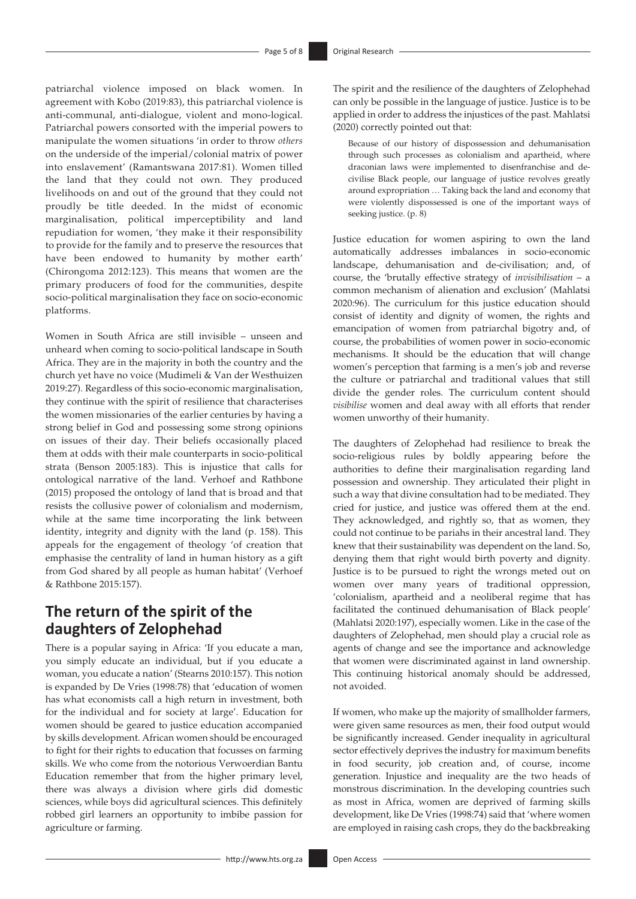patriarchal violence imposed on black women. In agreement with Kobo (2019:83), this patriarchal violence is anti-communal, anti-dialogue, violent and mono-logical. Patriarchal powers consorted with the imperial powers to manipulate the women situations 'in order to throw *others* on the underside of the imperial/colonial matrix of power into enslavement' (Ramantswana 2017:81). Women tilled the land that they could not own. They produced livelihoods on and out of the ground that they could not proudly be title deeded. In the midst of economic marginalisation, political imperceptibility and land repudiation for women, 'they make it their responsibility to provide for the family and to preserve the resources that have been endowed to humanity by mother earth' (Chirongoma 2012:123). This means that women are the primary producers of food for the communities, despite socio-political marginalisation they face on socio-economic platforms.

Women in South Africa are still invisible – unseen and unheard when coming to socio-political landscape in South Africa. They are in the majority in both the country and the church yet have no voice (Mudimeli & Van der Westhuizen 2019:27). Regardless of this socio-economic marginalisation, they continue with the spirit of resilience that characterises the women missionaries of the earlier centuries by having a strong belief in God and possessing some strong opinions on issues of their day. Their beliefs occasionally placed them at odds with their male counterparts in socio-political strata (Benson 2005:183). This is injustice that calls for ontological narrative of the land. Verhoef and Rathbone (2015) proposed the ontology of land that is broad and that resists the collusive power of colonialism and modernism, while at the same time incorporating the link between identity, integrity and dignity with the land (p. 158). This appeals for the engagement of theology 'of creation that emphasise the centrality of land in human history as a gift from God shared by all people as human habitat' (Verhoef & Rathbone 2015:157).

## The return of the spirit of the daughters of Zelophehad

There is a popular saying in Africa: 'If you educate a man, you simply educate an individual, but if you educate a woman, you educate a nation' (Stearns 2010:157). This notion is expanded by De Vries (1998:78) that 'education of women has what economists call a high return in investment, both for the individual and for society at large'. Education for women should be geared to justice education accompanied by skills development. African women should be encouraged to fight for their rights to education that focusses on farming skills. We who come from the notorious Verwoerdian Bantu Education remember that from the higher primary level, there was always a division where girls did domestic sciences, while boys did agricultural sciences. This definitely robbed girl learners an opportunity to imbibe passion for agriculture or farming.

The spirit and the resilience of the daughters of Zelophehad can only be possible in the language of justice. Justice is to be applied in order to address the injustices of the past. Mahlatsi (2020) correctly pointed out that:

> Because of our history of dispossession and dehumanisation through such processes as colonialism and apartheid, where draconian laws were implemented to disenfranchise and de-civilise Black people, our language of justice revolves greatly around expropriation … Taking back the land and economy that were violently dispossessed is one of the important ways of seeking justice. (p. 8)

Justice education for women aspiring to own the land automatically addresses imbalances in socio-economic landscape, dehumanisation and de-civilisation; and, of course, the 'brutally effective strategy of *invisibilisation* – a common mechanism of alienation and exclusion' (Mahlatsi 2020:96). The curriculum for this justice education should consist of identity and dignity of women, the rights and emancipation of women from patriarchal bigotry and, of course, the probabilities of women power in socio-economic mechanisms. It should be the education that will change women's perception that farming is a men's job and reverse the culture or patriarchal and traditional values that still divide the gender roles. The curriculum content should *visibilise* women and deal away with all efforts that render women unworthy of their humanity.

The daughters of Zelophehad had resilience to break the socio-religious rules by boldly appearing before the authorities to define their marginalisation regarding land possession and ownership. They articulated their plight in such a way that divine consultation had to be mediated. They cried for justice, and justice was offered them at the end. They acknowledged, and rightly so, that as women, they could not continue to be pariahs in their ancestral land. They knew that their sustainability was dependent on the land. So, denying them that right would birth poverty and dignity. Justice is to be pursued to right the wrongs meted out on women over many years of traditional oppression, 'colonialism, apartheid and a neoliberal regime that has facilitated the continued dehumanisation of Black people' (Mahlatsi 2020:197), especially women. Like in the case of the daughters of Zelophehad, men should play a crucial role as agents of change and see the importance and acknowledge that women were discriminated against in land ownership. This continuing historical anomaly should be addressed, not avoided.

If women, who make up the majority of smallholder farmers, were given same resources as men, their food output would be significantly increased. Gender inequality in agricultural sector effectively deprives the industry for maximum benefits in food security, job creation and, of course, income generation. Injustice and inequality are the two heads of monstrous discrimination. In the developing countries such as most in Africa, women are deprived of farming skills development, like De Vries (1998:74) said that 'where women are employed in raising cash crops, they do the backbreaking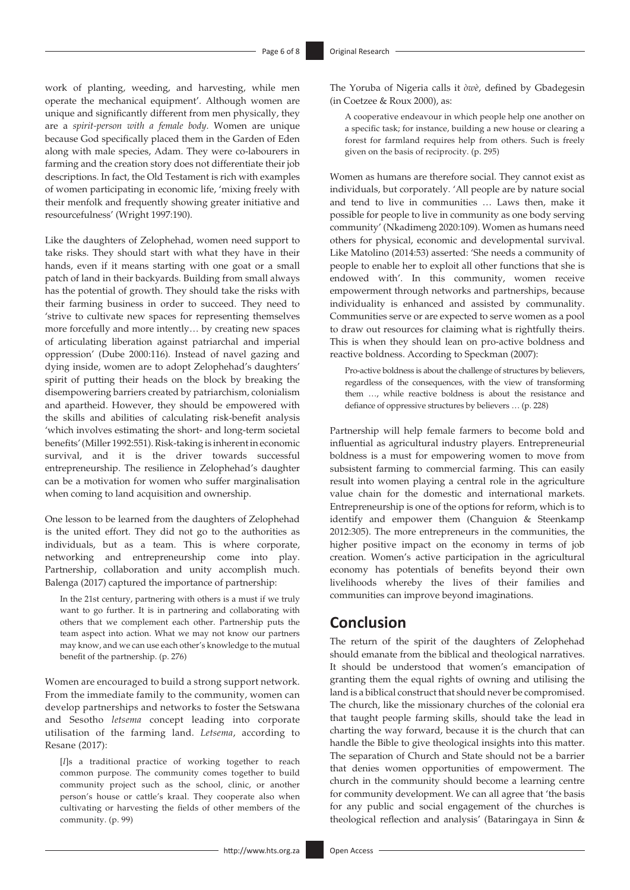work of planting, weeding, and harvesting, while men operate the mechanical equipment'. Although women are unique and significantly different from men physically, they are a *spirit-person with a female body*. Women are unique because God specifically placed them in the Garden of Eden along with male species, Adam. They were co-labourers in farming and the creation story does not differentiate their job descriptions. In fact, the Old Testament is rich with examples of women participating in economic life, 'mixing freely with their menfolk and frequently showing greater initiative and resourcefulness' (Wright 1997:190).

Like the daughters of Zelophehad, women need support to take risks. They should start with what they have in their hands, even if it means starting with one goat or a small patch of land in their backyards. Building from small always has the potential of growth. They should take the risks with their farming business in order to succeed. They need to 'strive to cultivate new spaces for representing themselves more forcefully and more intently… by creating new spaces of articulating liberation against patriarchal and imperial oppression' (Dube 2000:116). Instead of navel gazing and dying inside, women are to adopt Zelophehad's daughters' spirit of putting their heads on the block by breaking the disempowering barriers created by patriarchism, colonialism and apartheid. However, they should be empowered with the skills and abilities of calculating risk-benefit analysis 'which involves estimating the short- and long-term societal benefits' (Miller 1992:551). Risk-taking is inherent in economic survival, and it is the driver towards successful entrepreneurship. The resilience in Zelophehad's daughter can be a motivation for women who suffer marginalisation when coming to land acquisition and ownership.

One lesson to be learned from the daughters of Zelophehad is the united effort. They did not go to the authorities as individuals, but as a team. This is where corporate, networking and entrepreneurship come into play. Partnership, collaboration and unity accomplish much. Balenga (2017) captured the importance of partnership:

> In the 21st century, partnering with others is a must if we truly want to go further. It is in partnering and collaborating with others that we complement each other. Partnership puts the team aspect into action. What we may not know our partners may know, and we can use each other's knowledge to the mutual benefit of the partnership. (p. 276)

Women are encouraged to build a strong support network. From the immediate family to the community, women can develop partnerships and networks to foster the Setswana and Sesotho *letsema* concept leading into corporate utilisation of the farming land. *Letsema*, according to Resane (2017):

> [*I*]s a traditional practice of working together to reach common purpose. The community comes together to build community project such as the school, clinic, or another person's house or cattle's kraal. They cooperate also when cultivating or harvesting the fields of other members of the community. (p. 99)

The Yoruba of Nigeria calls it *òwè*, defined by Gbadegesin (in Coetzee & Roux 2000), as:

> A cooperative endeavour in which people help one another on a specific task; for instance, building a new house or clearing a forest for farmland requires help from others. Such is freely given on the basis of reciprocity. (p. 295)

Women as humans are therefore social. They cannot exist as individuals, but corporately. 'All people are by nature social and tend to live in communities … Laws then, make it possible for people to live in community as one body serving community' (Nkadimeng 2020:109). Women as humans need others for physical, economic and developmental survival. Like Matolino (2014:53) asserted: 'She needs a community of people to enable her to exploit all other functions that she is endowed with'. In this community, women receive empowerment through networks and partnerships, because individuality is enhanced and assisted by communality. Communities serve or are expected to serve women as a pool to draw out resources for claiming what is rightfully theirs. This is when they should lean on pro-active boldness and reactive boldness. According to Speckman (2007):

> Pro-active boldness is about the challenge of structures by believers, regardless of the consequences, with the view of transforming them …, while reactive boldness is about the resistance and defiance of oppressive structures by believers … (p. 228)

Partnership will help female farmers to become bold and influential as agricultural industry players. Entrepreneurial boldness is a must for empowering women to move from subsistent farming to commercial farming. This can easily result into women playing a central role in the agriculture value chain for the domestic and international markets. Entrepreneurship is one of the options for reform, which is to identify and empower them (Changuion & Steenkamp 2012:305). The more entrepreneurs in the communities, the higher positive impact on the economy in terms of job creation. Women's active participation in the agricultural economy has potentials of benefits beyond their own livelihoods whereby the lives of their families and communities can improve beyond imaginations.

## Conclusion

The return of the spirit of the daughters of Zelophehad should emanate from the biblical and theological narratives. It should be understood that women's emancipation of granting them the equal rights of owning and utilising the land is a biblical construct that should never be compromised. The church, like the missionary churches of the colonial era that taught people farming skills, should take the lead in charting the way forward, because it is the church that can handle the Bible to give theological insights into this matter. The separation of Church and State should not be a barrier that denies women opportunities of empowerment. The church in the community should become a learning centre for community development. We can all agree that 'the basis for any public and social engagement of the churches is theological reflection and analysis' (Bataringaya in Sinn &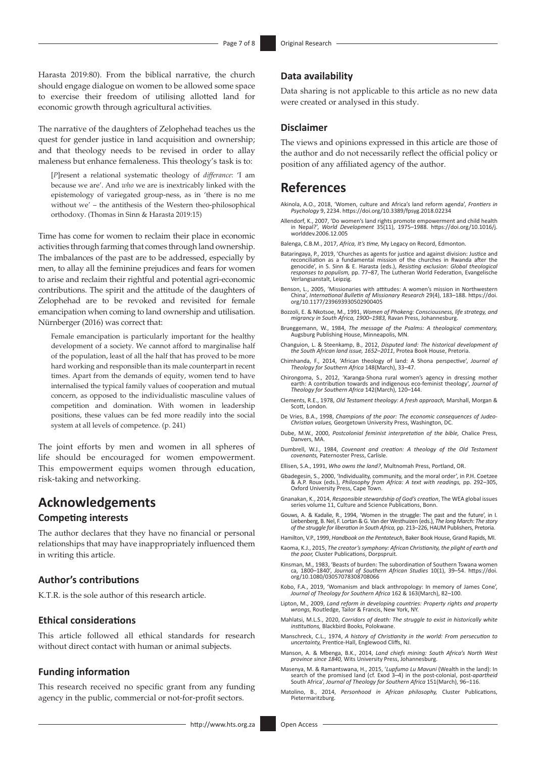Harasta 2019:80). From the biblical narrative, the church should engage dialogue on women to be allowed some space to exercise their freedom of utilising allotted land for economic growth through agricultural activities.

The narrative of the daughters of Zelophehad teaches us the quest for gender justice in land acquisition and ownership; and that theology needs to be revised in order to allay maleness but enhance femaleness. This theology's task is to:

> [*P*]resent a relational systematic theology of *differance*: 'I am because we are'. And *who* we are is inextricably linked with the epistemology of variegated group-ness, as in 'there is no me without we' – the antithesis of the Western theo-philosophical orthodoxy. (Thomas in Sinn & Harasta 2019:15)

Time has come for women to reclaim their place in economic activities through farming that comes through land ownership. The imbalances of the past are to be addressed, especially by men, to allay all the feminine prejudices and fears for women to arise and reclaim their rightful and potential agri-economic contributions. The spirit and the attitude of the daughters of Zelophehad are to be revoked and revisited for female emancipation when coming to land ownership and utilisation. Nürnberger (2016) was correct that:

> Female emancipation is particularly important for the healthy development of a society. We cannot afford to marginalise half of the population, least of all the half that has proved to be more hard working and responsible than its male counterpart in recent times. Apart from the demands of equity, women tend to have internalised the typical family values of cooperation and mutual concern, as opposed to the individualistic masculine values of competition and domination. With women in leadership positions, these values can be fed more readily into the social system at all levels of competence. (p. 241)

The joint efforts by men and women in all spheres of life should be encouraged for women empowerment. This empowerment equips women through education, risk-taking and networking.

# Acknowledgements

## Competing interests

The author declares that they have no financial or personal relationships that may have inappropriately influenced them in writing this article.

## Author's contributions

K.T.R. is the sole author of this research article.

## Ethical considerations

This article followed all ethical standards for research without direct contact with human or animal subjects.

## Funding information

This research received no specific grant from any funding agency in the public, commercial or not-for-profit sectors.

## Data availability

Data sharing is not applicable to this article as no new data were created or analysed in this study.

## Disclaimer

The views and opinions expressed in this article are those of the author and do not necessarily reflect the official policy or position of any affiliated agency of the author.

# References

Akinola, A.O., 2018, 'Women, culture and Africa's land reform agenda', *Frontiers in Psychology* 9, 2234. https://doi.org/10.3389/fpsyg.2018.02234

Allendorf, K., 2007, 'Do women's land rights promote empowerment and child health in Nepal?', *World Development* 35(11), 1975–1988. https://doi.org/10.1016/j.worlddev.2006.12.005

Balenga, C.B.M., 2017, *Africa, It's time,* My Legacy on Record, Edmonton.

Bataringaya, P., 2019, 'Churches as agents for justice and against division: Justice and reconciliation as a fundamental mission of the churches in Rwanda after the genocide', in S. Sinn & E. Harasta (eds.), *Resisting exclusion: Global theological responses to populism,* pp. 77–87, The Lutheran World Federation, Evangelische Verlangsanstalt, Leipzig.

Benson, L., 2005, 'Missionaries with attitudes: A women's mission in Northwestern China', *International Bulletin of Missionary Research* 29(4), 183–188. https://doi.org/10.1177/239693930502900405

Bozzoli, E. & Nkotsoe, M., 1991, *Women of Phokeng: Consciousness, life strategy, and migrancy in South Africa, 1900–1983,* Ravan Press, Johannesburg.

Brueggemann, W., 1984, *The message of the Psalms: A theological commentary,* Augsburg Publishing House, Minneapolis, MN.

Changuion, L. & Steenkamp, B., 2012, *Disputed land: The historical development of the South African land issue, 1652–2011*, Protea Book House, Pretoria.

Chimhanda, F., 2014, 'African theology of land: A Shona perspective', *Journal of Theology for Southern Africa* 148(March), 33–47.

Chirongoma, S., 2012, 'Karanga-Shona rural women's agency in dressing mother earth: A contribution towards and indigenous eco-feminist theology', *Journal of Theology for Southern Africa* 142(March), 120–144.

Clements, R.E., 1978, *Old Testament theology: A fresh approach,* Marshall, Morgan & Scott, London.

De Vries, B.A., 1998, *Champions of the poor: The economic consequences of Judeo-Christian values,* Georgetown University Press, Washington, DC.

Dube, M.W., 2000, *Postcolonial feminist interpretation of the bible,* Chalice Press, Danvers, MA.

Dumbrell, W.J., 1984, *Covenant and creation: A theology of the Old Testament covenants,* Paternoster Press, Carlisle.

Ellisen, S.A., 1991, *Who owns the land?*, Multnomah Press, Portland, OR.

Gbadegesin, S., 2000, 'Individuality, community, and the moral order', in P.H. Coetzee & A.P. Roux (eds.), *Philosophy from Africa: A text with readings,* pp. 292–305, Oxford University Press, Cape Town.

Gnanakan, K., 2014, *Responsible stewardship of God's creation*, The WEA global issues series volume 11, Culture and Science Publications, Bonn.

Gouws, A. & Kadalie, R., 1994, 'Women in the struggle: The past and the future', in I. Liebenberg, B. Nel, F. Lortan & G. Van der Westhuizen (eds.), *The long March: The story of the struggle for liberation in South Africa,* pp. 213–226, HAUM Publishers, Pretoria.

Hamilton, V.P., 1999, *Handbook on the Pentateuch*, Baker Book House, Grand Rapids, MI.

Kaoma, K.J., 2015, *The creator's symphony: African Christianity, the plight of earth and the poor,* Cluster Publications, Dorpspruit.

Kinsman, M., 1983, 'Beasts of burden: The subordination of Southern Tswana women ca, 1800–1840', *Journal of Southern African Studies* 10(1), 39–54. https://doi.org/10.1080/03057078308708066

Kobo, F.A., 2019, 'Womanism and black anthropology: In memory of James Cone', *Journal of Theology for Southern Africa* 162 & 163(March), 82–100.

Lipton, M., 2009, *Land reform in developing countries: Property rights and property wrongs,* Routledge, Tailor & Francis, New York, NY.

Mahlatsi, M.L.S., 2020, *Corridors of death: The struggle to exist in historically white institutions,* Blackbird Books, Polokwane.

Manschreck, C.L., 1974, *A history of Christianity in the world: From persecution to uncertainty,* Prentice-Hall, Englewood Cliffs, NJ.

Manson, A. & Mbenga, B.K., 2014, *Land chiefs mining: South Africa's North West province since 1840,* Wits University Press, Johannesburg.

Masenya, M. & Ramantswana, H., 2015, '*Lupfumo Lu Mavuni* (Wealth in the land): In search of the promised land (cf. Exod 3–4) in the post-colonial, post-*apartheid* South Africa', *Journal of Theology for Southern Africa* 151(March), 96–116.

Matolino, B., 2014, *Personhood in African philosophy,* Cluster Publications, Pietermaritzburg.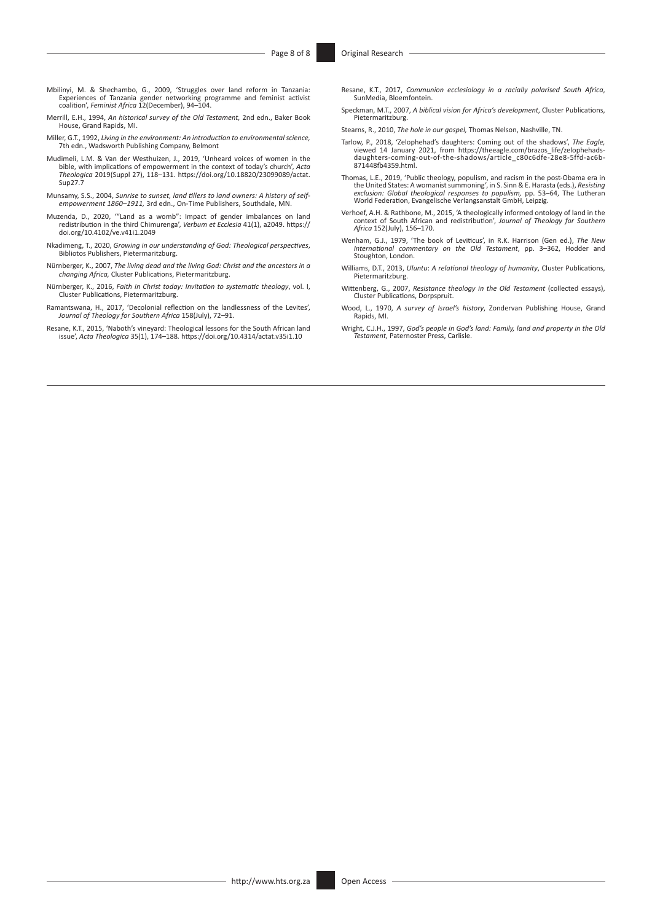Mbilinyi, M. & Shechambo, G., 2009, 'Struggles over land reform in Tanzania: Experiences of Tanzania gender networking programme and feminist activist coalition', *Feminist Africa* 12(December), 94–104.

Merrill, E.H., 1994, *An historical survey of the Old Testament,* 2nd edn., Baker Book House, Grand Rapids, MI.

Miller, G.T., 1992, *Living in the environment: An introduction to environmental science,* 7th edn., Wadsworth Publishing Company, Belmont

Mudimeli, L.M. & Van der Westhuizen, J., 2019, 'Unheard voices of women in the bible, with implications of empowerment in the context of today's church', *Acta Theologica* 2019(Suppl 27), 118–131. https://doi.org/10.18820/23099089/actat.Sup27.7

Munsamy, S.S., 2004, *Sunrise to sunset, land tillers to land owners: A history of self-empowerment 1860–1911,* 3rd edn., On-Time Publishers, Southdale, MN.

Muzenda, D., 2020, '"Land as a womb": Impact of gender imbalances on land redistribution in the third Chimurenga', *Verbum et Ecclesia* 41(1), a2049. https://doi.org/10.4102/ve.v41i1.2049

Nkadimeng, T., 2020, *Growing in our understanding of God: Theological perspectives*, Bibliotos Publishers, Pietermaritzburg.

Nürnberger, K., 2007, *The living dead and the living God: Christ and the ancestors in a changing Africa,* Cluster Publications, Pietermaritzburg.

Nürnberger, K., 2016, *Faith in Christ today: Invitation to systematic theology*, vol. I, Cluster Publications, Pietermaritzburg.

Ramantswana, H., 2017, 'Decolonial reflection on the landlessness of the Levites', *Journal of Theology for Southern Africa* 158(July), 72–91.

Resane, K.T., 2015, 'Naboth's vineyard: Theological lessons for the South African land issue', *Acta Theologica* 35(1), 174–188. https://doi.org/10.4314/actat.v35i1.10

Resane, K.T., 2017, *Communion ecclesiology in a racially polarised South Africa*, SunMedia, Bloemfontein.

Speckman, M.T., 2007, *A biblical vision for Africa's development*, Cluster Publications, Pietermaritzburg.

Stearns, R., 2010, *The hole in our gospel,* Thomas Nelson, Nashville, TN.

Tarlow, P., 2018, 'Zelophehad's daughters: Coming out of the shadows', *The Eagle,* viewed 14 January 2021, from https://theeagle.com/brazos_life/zelophehads-daughters-coming-out-of-the-shadows/article_c80c6dfe-28e8-5ffd-ac6b-871448fb4359.html.

Thomas, L.E., 2019, 'Public theology, populism, and racism in the post-Obama era in the United States: A womanist summoning', in S. Sinn & E. Harasta (eds.), *Resisting exclusion: Global theological responses to populism,* pp. 53–64, The Lutheran World Federation, Evangelische Verlangsanstalt GmbH, Leipzig.

Verhoef, A.H. & Rathbone, M., 2015, 'A theologically informed ontology of land in the context of South African and redistribution', *Journal of Theology for Southern Africa* 152(July), 156–170.

Wenham, G.J., 1979, 'The book of Leviticus', in R.K. Harrison (Gen ed.), *The New International commentary on the Old Testament*, pp. 3–362, Hodder and Stoughton, London.

Williams, D.T., 2013, *Uluntu*: *A relational theology of humanity*, Cluster Publications, Pietermaritzburg.

Wittenberg, G., 2007, *Resistance theology in the Old Testament* (collected essays), Cluster Publications, Dorpspruit.

Wood, L., 1970, *A survey of Israel's history*, Zondervan Publishing House, Grand Rapids, MI.

Wright, C.J.H., 1997, *God's people in God's land: Family, land and property in the Old Testament,* Paternoster Press, Carlisle.